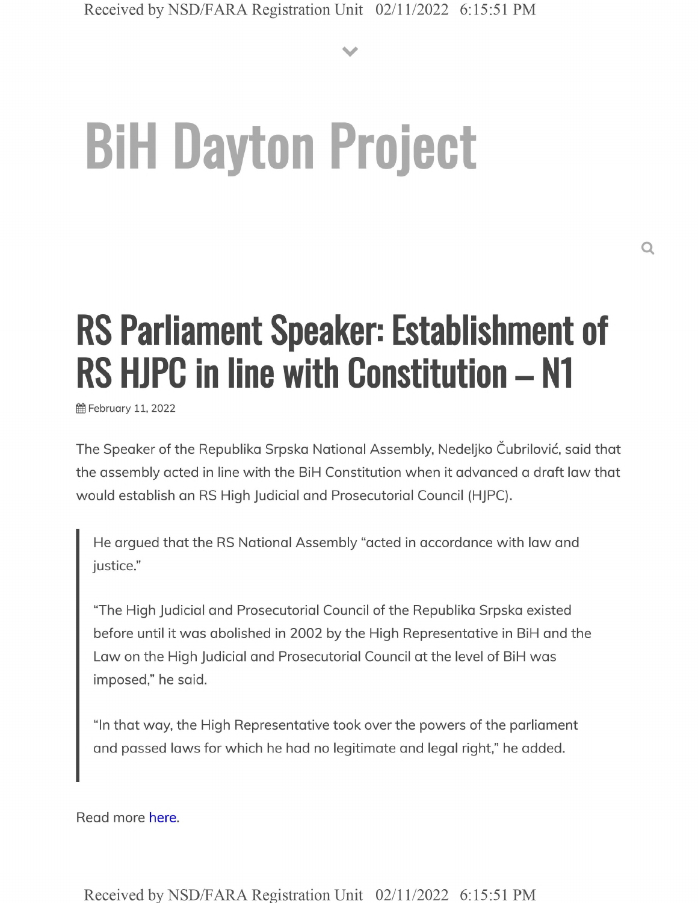# BiH Dayton Project

## RS Parliament Speaker: Establishment of RS HJPC in line with Constitution – N1

February 11, 2022

The Speaker of the Republika Srpska National Assembly, Nedeljko Čubrilović, said that the assembly acted in line with the BiH Constitution when it advanced a draft law that would establish an RS High Judicial and Prosecutorial Council (HJPC).

> He argued that the RS National Assembly "acted in accordance with law and justice."
>
> "The High Judicial and Prosecutorial Council of the Republika Srpska existed before until it was abolished in 2002 by the High Representative in BiH and the Law on the High Judicial and Prosecutorial Council at the level of BiH was imposed," he said.
>
> "In that way, the High Representative took over the powers of the parliament and passed laws for which he had no legitimate and legal right," he added.

Read more here.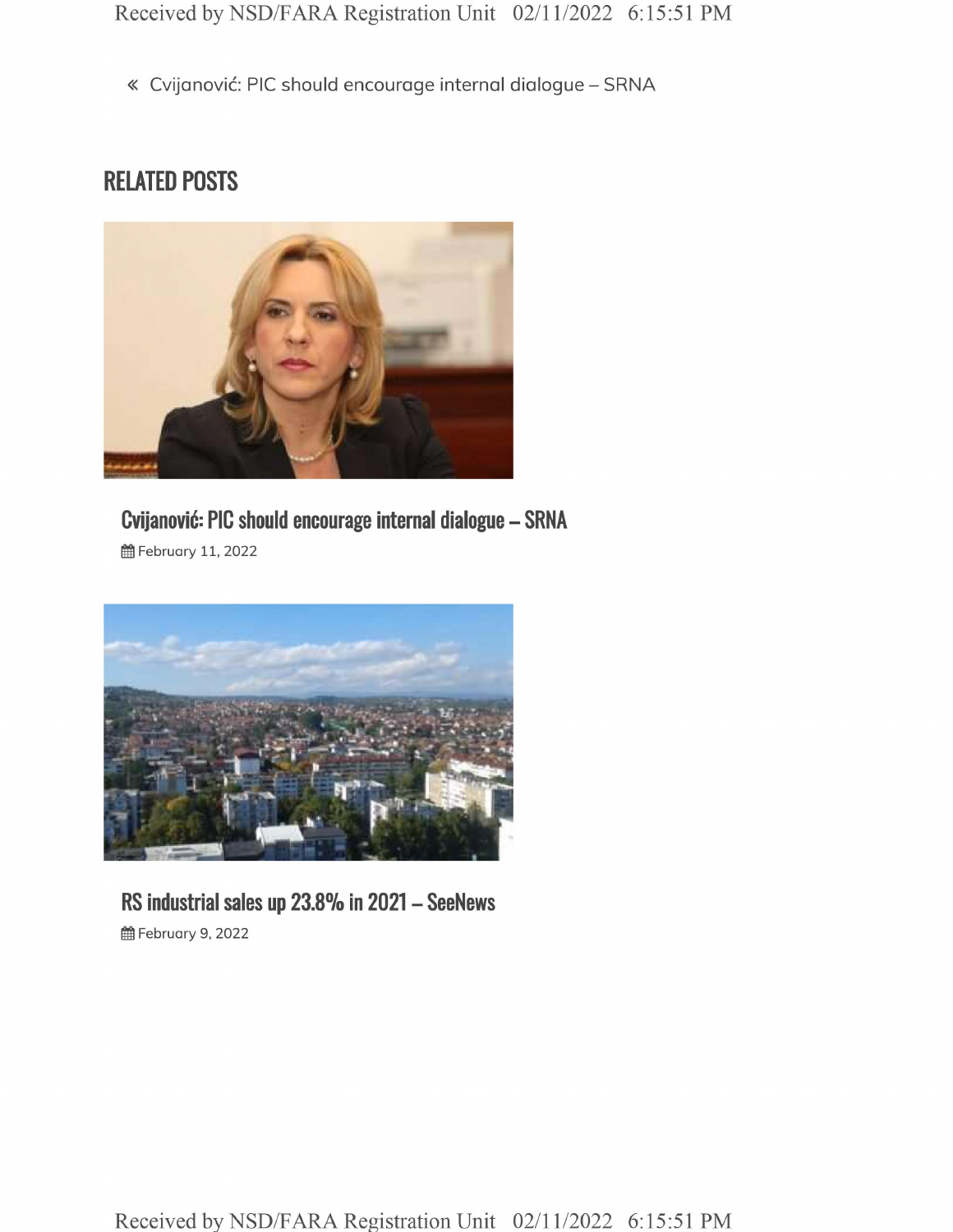« Cvijanović: PIC should encourage internal dialogue – SRNA

## RELATED POSTS

### Cvijanović: PIC should encourage internal dialogue – SRNA

February 11, 2022

### RS industrial sales up 23.8% in 2021 – SeeNews

February 9, 2022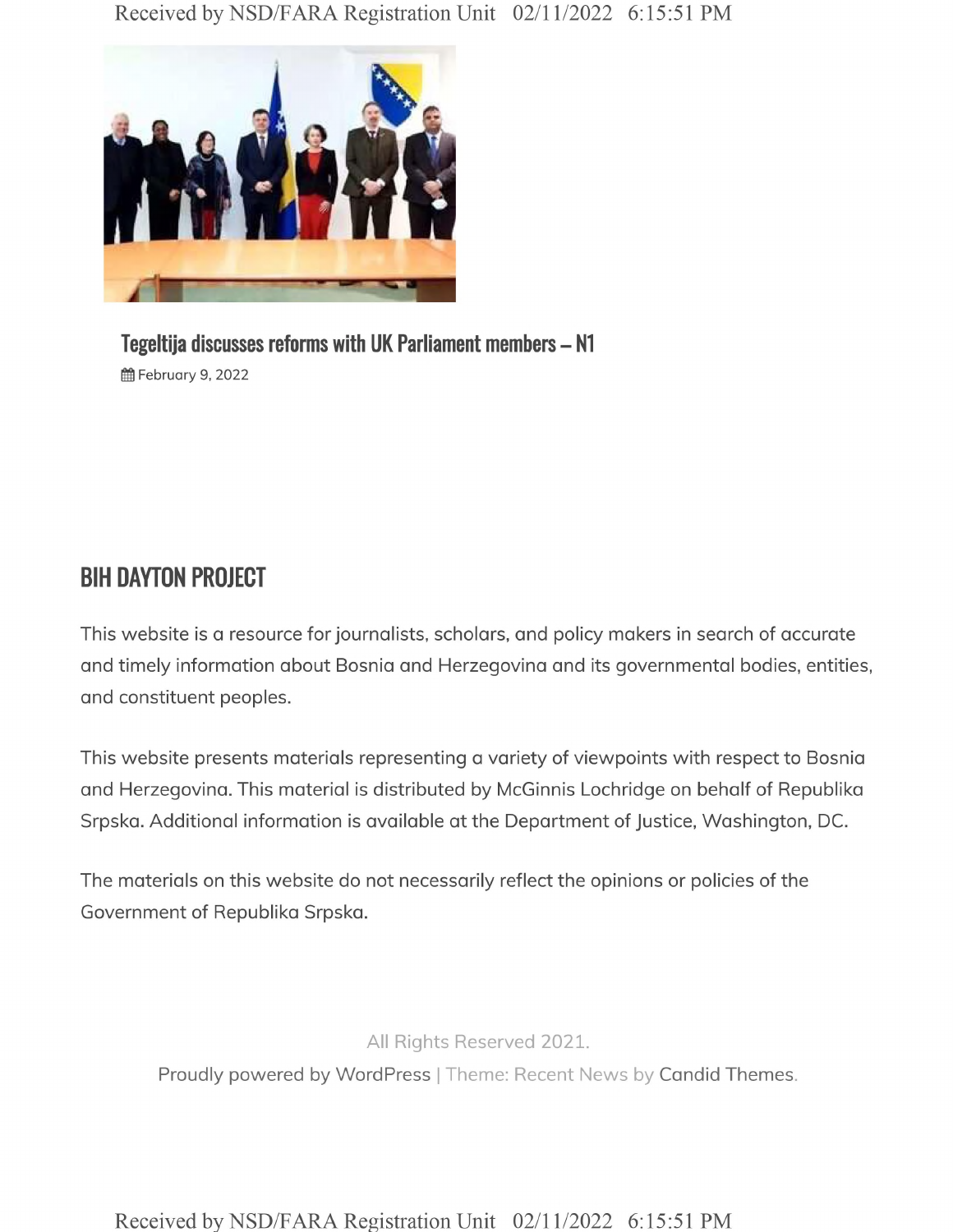**Tegeltija discusses reforms with UK Parliament members – N1**

February 9, 2022

## BIH DAYTON PROJECT

This website is a resource for journalists, scholars, and policy makers in search of accurate and timely information about Bosnia and Herzegovina and its governmental bodies, entities, and constituent peoples.

This website presents materials representing a variety of viewpoints with respect to Bosnia and Herzegovina. This material is distributed by McGinnis Lochridge on behalf of Republika Srpska. Additional information is available at the Department of Justice, Washington, DC.

The materials on this website do not necessarily reflect the opinions or policies of the Government of Republika Srpska.

All Rights Reserved 2021.

Proudly powered by WordPress | Theme: Recent News by Candid Themes.